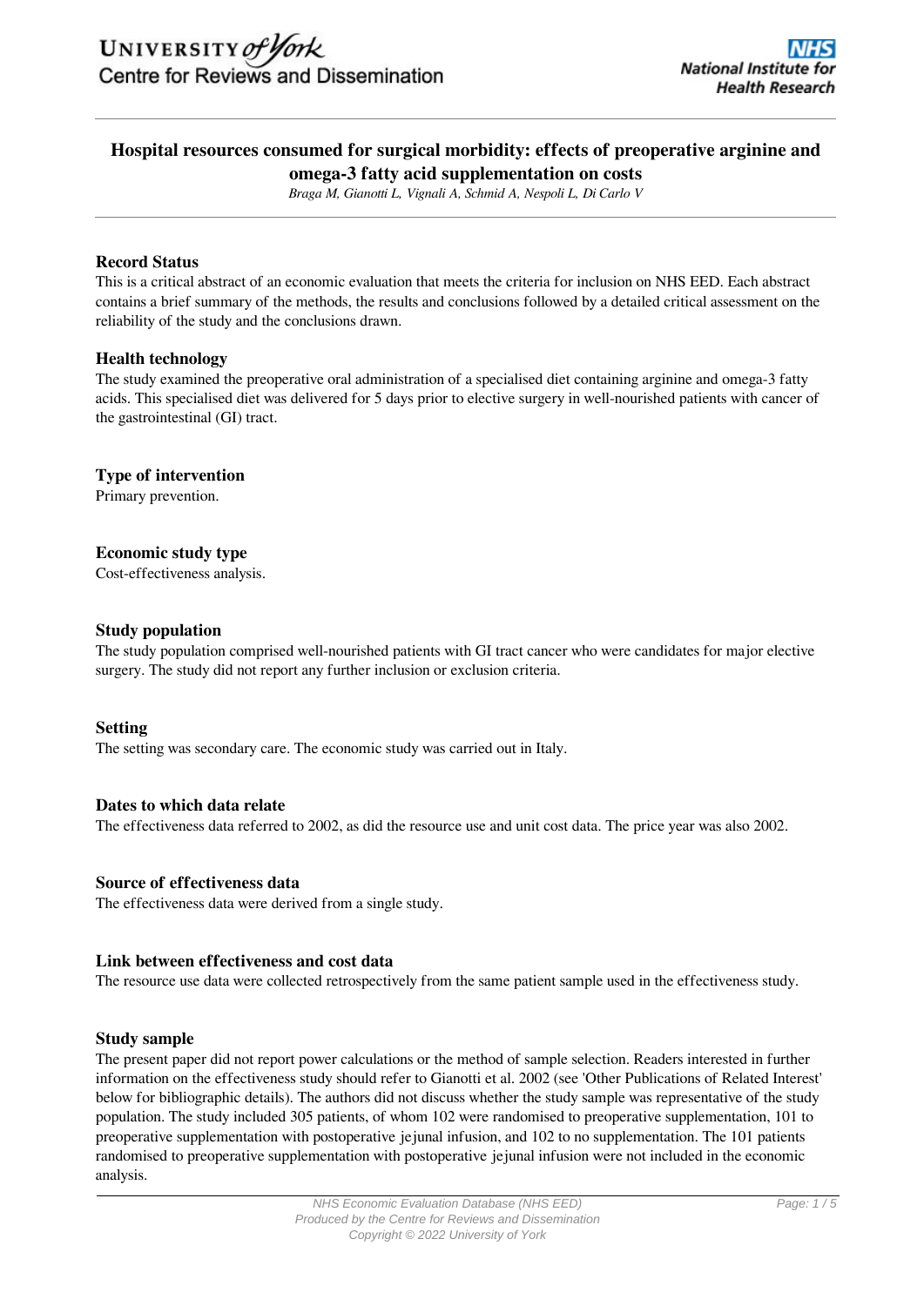# Hospital resources consumed for surgical morbidity: effects of preoperative arginine and omega-3 fatty acid supplementation on costs

*Braga M, Gianotti L, Vignali A, Schmid A, Nespoli L, Di Carlo V*

## Record Status

This is a critical abstract of an economic evaluation that meets the criteria for inclusion on NHS EED. Each abstract contains a brief summary of the methods, the results and conclusions followed by a detailed critical assessment on the reliability of the study and the conclusions drawn.

## Health technology

The study examined the preoperative oral administration of a specialised diet containing arginine and omega-3 fatty acids. This specialised diet was delivered for 5 days prior to elective surgery in well-nourished patients with cancer of the gastrointestinal (GI) tract.

## Type of intervention

Primary prevention.

## Economic study type

Cost-effectiveness analysis.

## Study population

The study population comprised well-nourished patients with GI tract cancer who were candidates for major elective surgery. The study did not report any further inclusion or exclusion criteria.

## Setting

The setting was secondary care. The economic study was carried out in Italy.

## Dates to which data relate

The effectiveness data referred to 2002, as did the resource use and unit cost data. The price year was also 2002.

## Source of effectiveness data

The effectiveness data were derived from a single study.

## Link between effectiveness and cost data

The resource use data were collected retrospectively from the same patient sample used in the effectiveness study.

## Study sample

The present paper did not report power calculations or the method of sample selection. Readers interested in further information on the effectiveness study should refer to Gianotti et al. 2002 (see 'Other Publications of Related Interest' below for bibliographic details). The authors did not discuss whether the study sample was representative of the study population. The study included 305 patients, of whom 102 were randomised to preoperative supplementation, 101 to preoperative supplementation with postoperative jejunal infusion, and 102 to no supplementation. The 101 patients randomised to preoperative supplementation with postoperative jejunal infusion were not included in the economic analysis.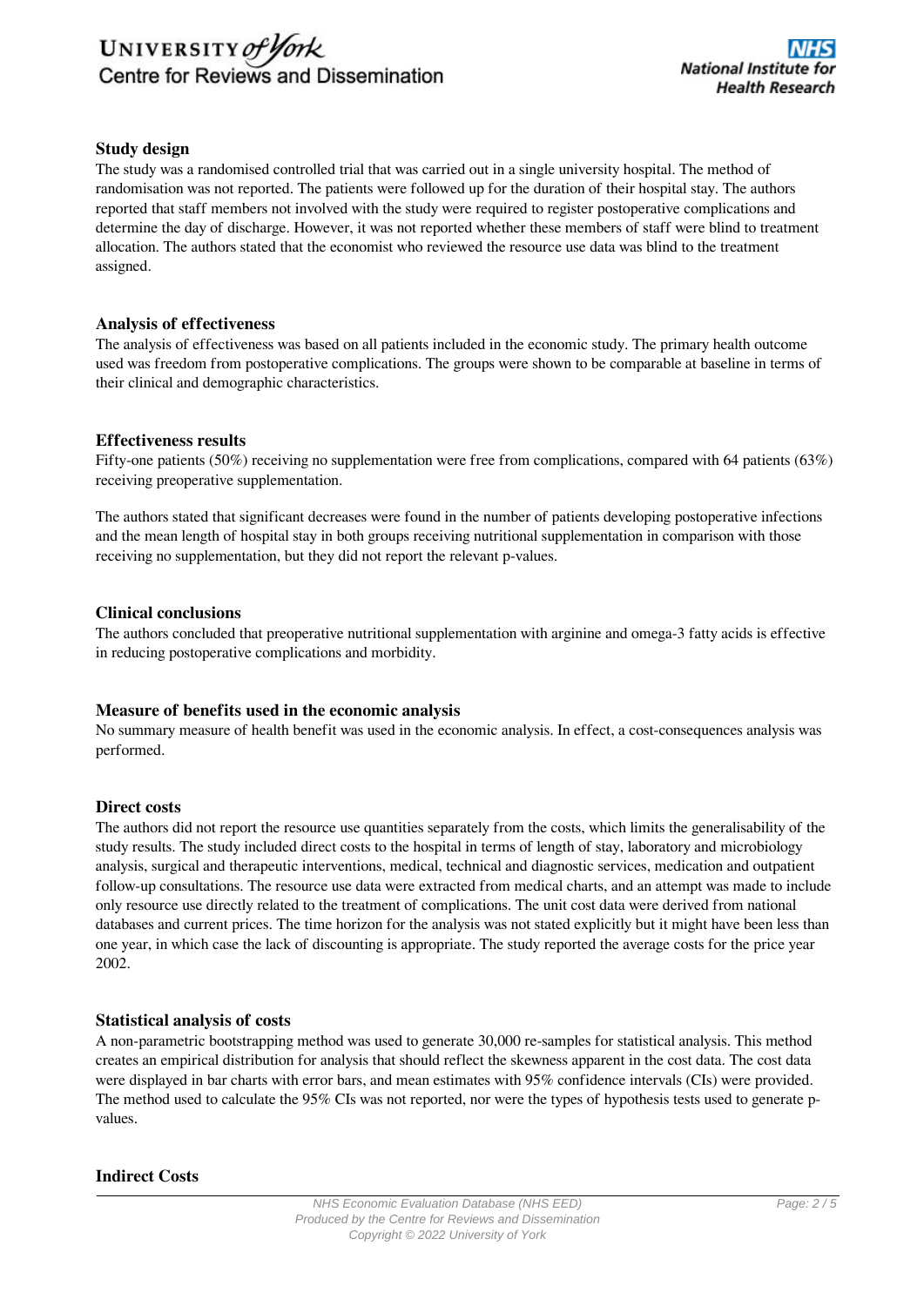### Study design

The study was a randomised controlled trial that was carried out in a single university hospital. The method of randomisation was not reported. The patients were followed up for the duration of their hospital stay. The authors reported that staff members not involved with the study were required to register postoperative complications and determine the day of discharge. However, it was not reported whether these members of staff were blind to treatment allocation. The authors stated that the economist who reviewed the resource use data was blind to the treatment assigned.

### Analysis of effectiveness

The analysis of effectiveness was based on all patients included in the economic study. The primary health outcome used was freedom from postoperative complications. The groups were shown to be comparable at baseline in terms of their clinical and demographic characteristics.

### Effectiveness results

Fifty-one patients (50%) receiving no supplementation were free from complications, compared with 64 patients (63%) receiving preoperative supplementation.

The authors stated that significant decreases were found in the number of patients developing postoperative infections and the mean length of hospital stay in both groups receiving nutritional supplementation in comparison with those receiving no supplementation, but they did not report the relevant p-values.

### Clinical conclusions

The authors concluded that preoperative nutritional supplementation with arginine and omega-3 fatty acids is effective in reducing postoperative complications and morbidity.

### Measure of benefits used in the economic analysis

No summary measure of health benefit was used in the economic analysis. In effect, a cost-consequences analysis was performed.

### Direct costs

The authors did not report the resource use quantities separately from the costs, which limits the generalisability of the study results. The study included direct costs to the hospital in terms of length of stay, laboratory and microbiology analysis, surgical and therapeutic interventions, medical, technical and diagnostic services, medication and outpatient follow-up consultations. The resource use data were extracted from medical charts, and an attempt was made to include only resource use directly related to the treatment of complications. The unit cost data were derived from national databases and current prices. The time horizon for the analysis was not stated explicitly but it might have been less than one year, in which case the lack of discounting is appropriate. The study reported the average costs for the price year 2002.

### Statistical analysis of costs

A non-parametric bootstrapping method was used to generate 30,000 re-samples for statistical analysis. This method creates an empirical distribution for analysis that should reflect the skewness apparent in the cost data. The cost data were displayed in bar charts with error bars, and mean estimates with 95% confidence intervals (CIs) were provided. The method used to calculate the 95% CIs was not reported, nor were the types of hypothesis tests used to generate p-values.

### Indirect Costs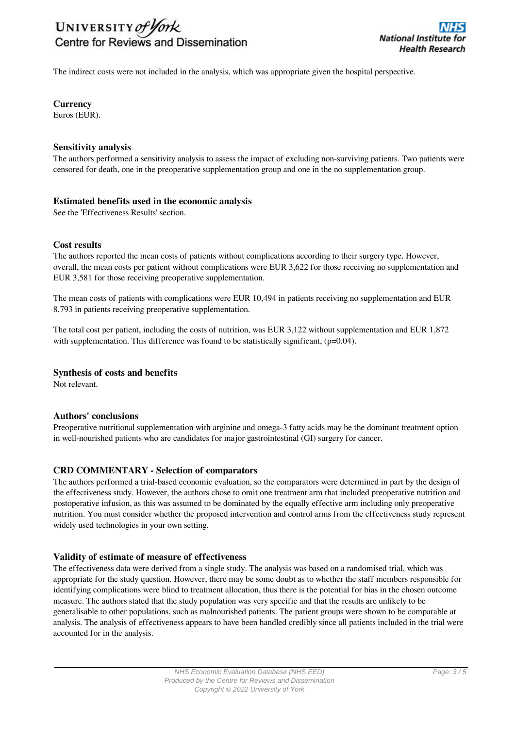The indirect costs were not included in the analysis, which was appropriate given the hospital perspective.

**Currency**

Euros (EUR).

**Sensitivity analysis**

The authors performed a sensitivity analysis to assess the impact of excluding non-surviving patients. Two patients were censored for death, one in the preoperative supplementation group and one in the no supplementation group.

**Estimated benefits used in the economic analysis**

See the 'Effectiveness Results' section.

**Cost results**

The authors reported the mean costs of patients without complications according to their surgery type. However, overall, the mean costs per patient without complications were EUR 3,622 for those receiving no supplementation and EUR 3,581 for those receiving preoperative supplementation.

The mean costs of patients with complications were EUR 10,494 in patients receiving no supplementation and EUR 8,793 in patients receiving preoperative supplementation.

The total cost per patient, including the costs of nutrition, was EUR 3,122 without supplementation and EUR 1,872 with supplementation. This difference was found to be statistically significant, ($p=0.04$).

**Synthesis of costs and benefits**

Not relevant.

**Authors' conclusions**

Preoperative nutritional supplementation with arginine and omega-3 fatty acids may be the dominant treatment option in well-nourished patients who are candidates for major gastrointestinal (GI) surgery for cancer.

**CRD COMMENTARY - Selection of comparators**

The authors performed a trial-based economic evaluation, so the comparators were determined in part by the design of the effectiveness study. However, the authors chose to omit one treatment arm that included preoperative nutrition and postoperative infusion, as this was assumed to be dominated by the equally effective arm including only preoperative nutrition. You must consider whether the proposed intervention and control arms from the effectiveness study represent widely used technologies in your own setting.

**Validity of estimate of measure of effectiveness**

The effectiveness data were derived from a single study. The analysis was based on a randomised trial, which was appropriate for the study question. However, there may be some doubt as to whether the staff members responsible for identifying complications were blind to treatment allocation, thus there is the potential for bias in the chosen outcome measure. The authors stated that the study population was very specific and that the results are unlikely to be generalisable to other populations, such as malnourished patients. The patient groups were shown to be comparable at analysis. The analysis of effectiveness appears to have been handled credibly since all patients included in the trial were accounted for in the analysis.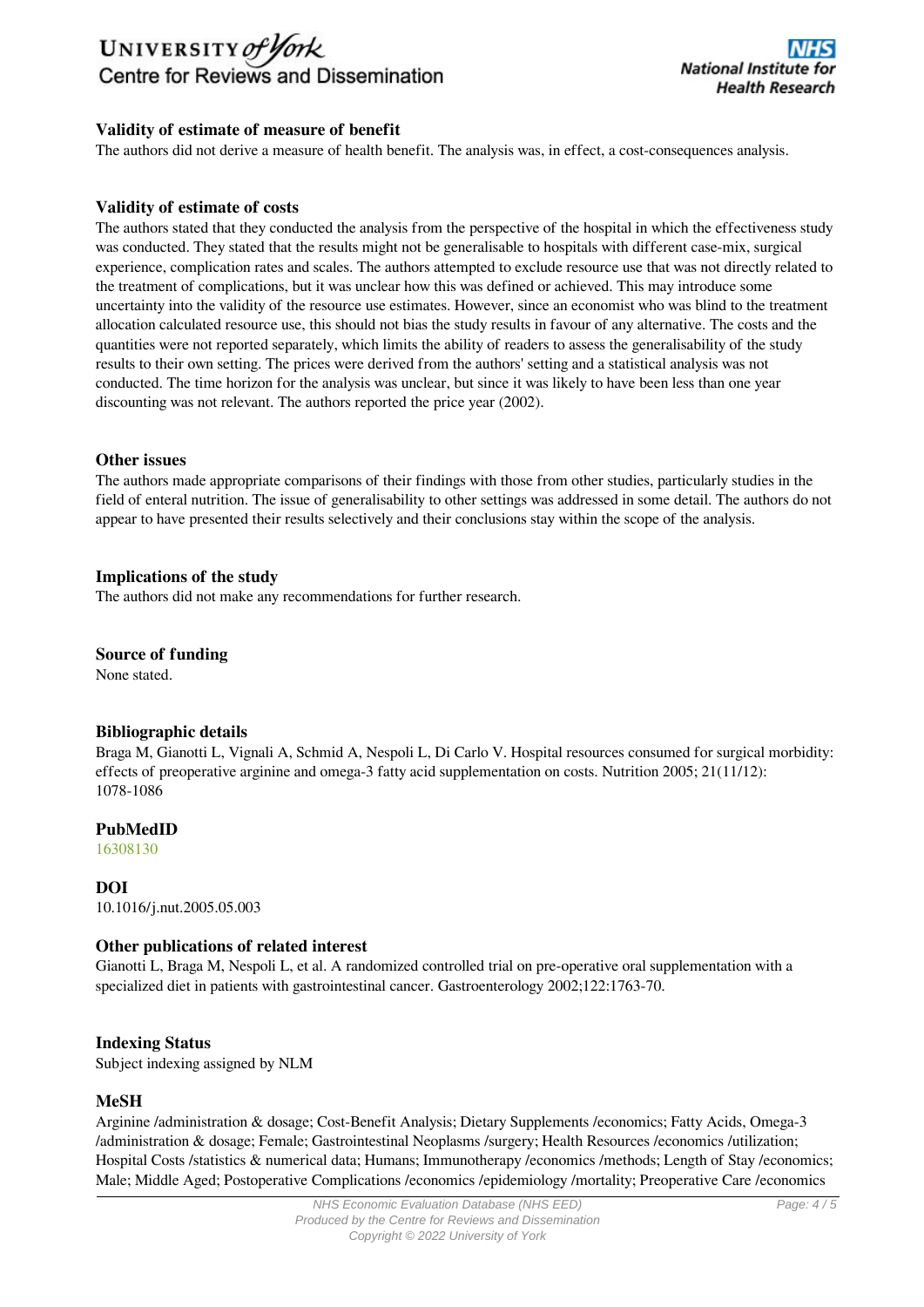### Validity of estimate of measure of benefit

The authors did not derive a measure of health benefit. The analysis was, in effect, a cost-consequences analysis.

### Validity of estimate of costs

The authors stated that they conducted the analysis from the perspective of the hospital in which the effectiveness study was conducted. They stated that the results might not be generalisable to hospitals with different case-mix, surgical experience, complication rates and scales. The authors attempted to exclude resource use that was not directly related to the treatment of complications, but it was unclear how this was defined or achieved. This may introduce some uncertainty into the validity of the resource use estimates. However, since an economist who was blind to the treatment allocation calculated resource use, this should not bias the study results in favour of any alternative. The costs and the quantities were not reported separately, which limits the ability of readers to assess the generalisability of the study results to their own setting. The prices were derived from the authors' setting and a statistical analysis was not conducted. The time horizon for the analysis was unclear, but since it was likely to have been less than one year discounting was not relevant. The authors reported the price year (2002).

### Other issues

The authors made appropriate comparisons of their findings with those from other studies, particularly studies in the field of enteral nutrition. The issue of generalisability to other settings was addressed in some detail. The authors do not appear to have presented their results selectively and their conclusions stay within the scope of the analysis.

### Implications of the study

The authors did not make any recommendations for further research.

### Source of funding

None stated.

### Bibliographic details

Braga M, Gianotti L, Vignali A, Schmid A, Nespoli L, Di Carlo V. Hospital resources consumed for surgical morbidity: effects of preoperative arginine and omega-3 fatty acid supplementation on costs. Nutrition 2005; 21(11/12): 1078-1086

### PubMedID

16308130

### DOI

10.1016/j.nut.2005.05.003

### Other publications of related interest

Gianotti L, Braga M, Nespoli L, et al. A randomized controlled trial on pre-operative oral supplementation with a specialized diet in patients with gastrointestinal cancer. Gastroenterology 2002;122:1763-70.

### Indexing Status

Subject indexing assigned by NLM

### MeSH

Arginine /administration & dosage; Cost-Benefit Analysis; Dietary Supplements /economics; Fatty Acids, Omega-3 /administration & dosage; Female; Gastrointestinal Neoplasms /surgery; Health Resources /economics /utilization; Hospital Costs /statistics & numerical data; Humans; Immunotherapy /economics /methods; Length of Stay /economics; Male; Middle Aged; Postoperative Complications /economics /epidemiology /mortality; Preoperative Care /economics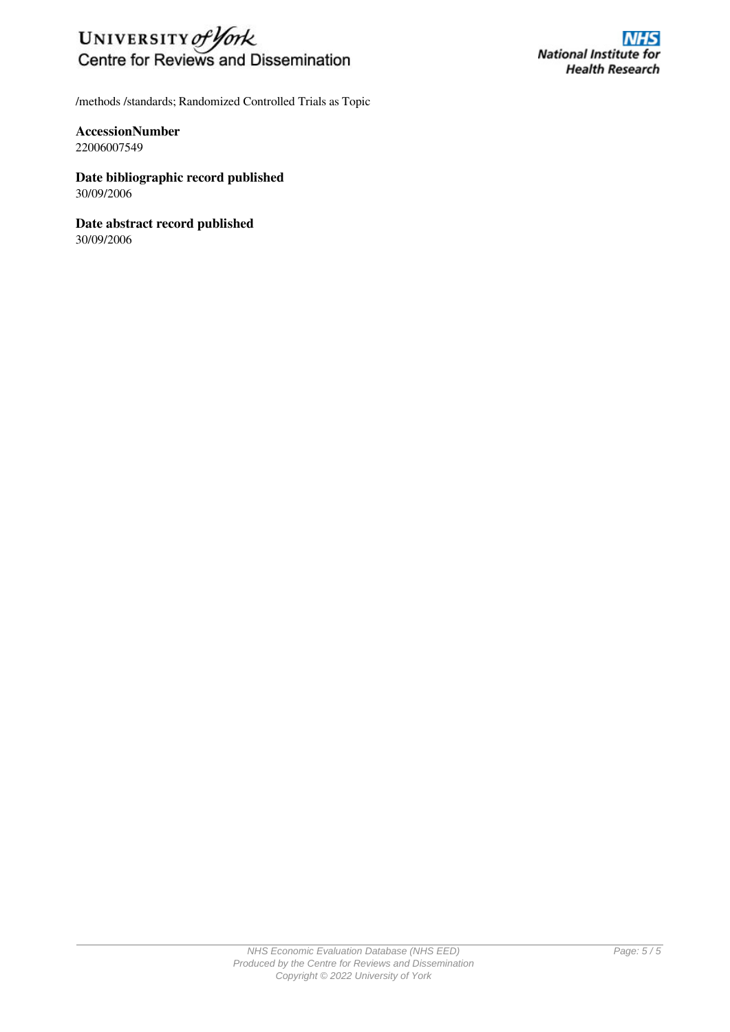/methods /standards; Randomized Controlled Trials as Topic

**AccessionNumber**
22006007549

**Date bibliographic record published**
30/09/2006

**Date abstract record published**
30/09/2006